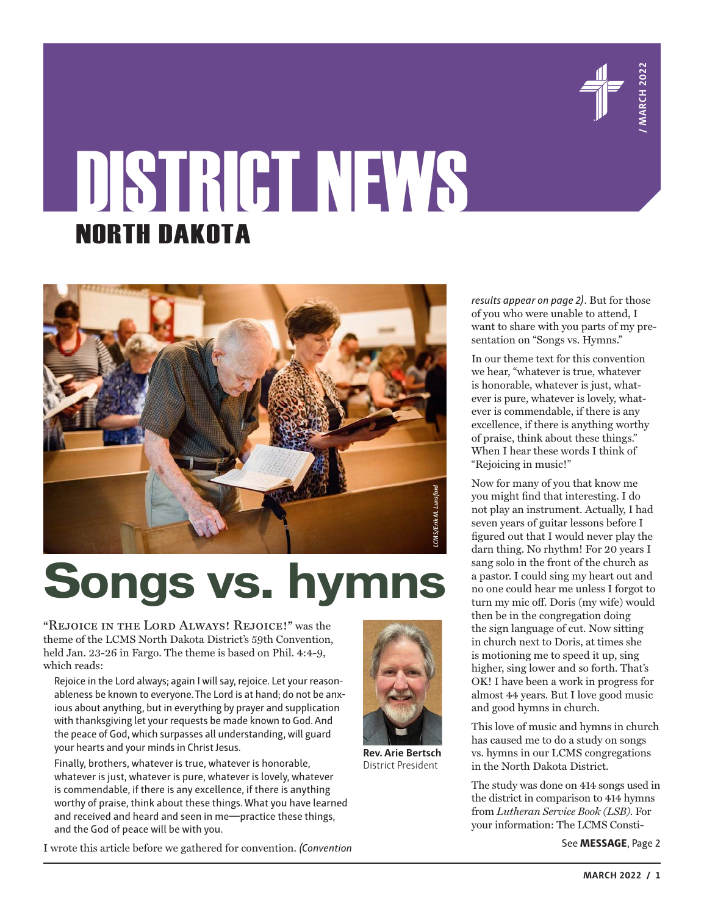# DISTRICT NEWS
## NORTH DAKOTA

/ MARCH 2022

LCMS/Erik M. Lunsford

# Songs vs. hymns

"Rejoice in the Lord Always! Rejoice!" was the theme of the LCMS North Dakota District's 59th Convention, held Jan. 23-26 in Fargo. The theme is based on Phil. 4:4-9, which reads:

> Rejoice in the Lord always; again I will say, rejoice. Let your reasonableness be known to everyone. The Lord is at hand; do not be anxious about anything, but in everything by prayer and supplication with thanksgiving let your requests be made known to God. And the peace of God, which surpasses all understanding, will guard your hearts and your minds in Christ Jesus.
>
> Finally, brothers, whatever is true, whatever is honorable, whatever is just, whatever is pure, whatever is lovely, whatever is commendable, if there is any excellence, if there is anything worthy of praise, think about these things. What you have learned and received and heard and seen in me—practice these things, and the God of peace will be with you.

**Rev. Arie Bertsch**
District President

I wrote this article before we gathered for convention. *(Convention results appear on page 2)*. But for those of you who were unable to attend, I want to share with you parts of my presentation on "Songs vs. Hymns."

In our theme text for this convention we hear, "whatever is true, whatever is honorable, whatever is just, whatever is pure, whatever is lovely, whatever is commendable, if there is any excellence, if there is anything worthy of praise, think about these things." When I hear these words I think of "Rejoicing in music!"

Now for many of you that know me you might find that interesting. I do not play an instrument. Actually, I had seven years of guitar lessons before I figured out that I would never play the darn thing. No rhythm! For 20 years I sang solo in the front of the church as a pastor. I could sing my heart out and no one could hear me unless I forgot to turn my mic off. Doris (my wife) would then be in the congregation doing the sign language of cut. Now sitting in church next to Doris, at times she is motioning me to speed it up, sing higher, sing lower and so forth. That's OK! I have been a work in progress for almost 44 years. But I love good music and good hymns in church.

This love of music and hymns in church has caused me to do a study on songs vs. hymns in our LCMS congregations in the North Dakota District.

The study was done on 414 songs used in the district in comparison to 414 hymns from *Lutheran Service Book (LSB)*. For your information: The LCMS Consti-

See **MESSAGE**, Page 2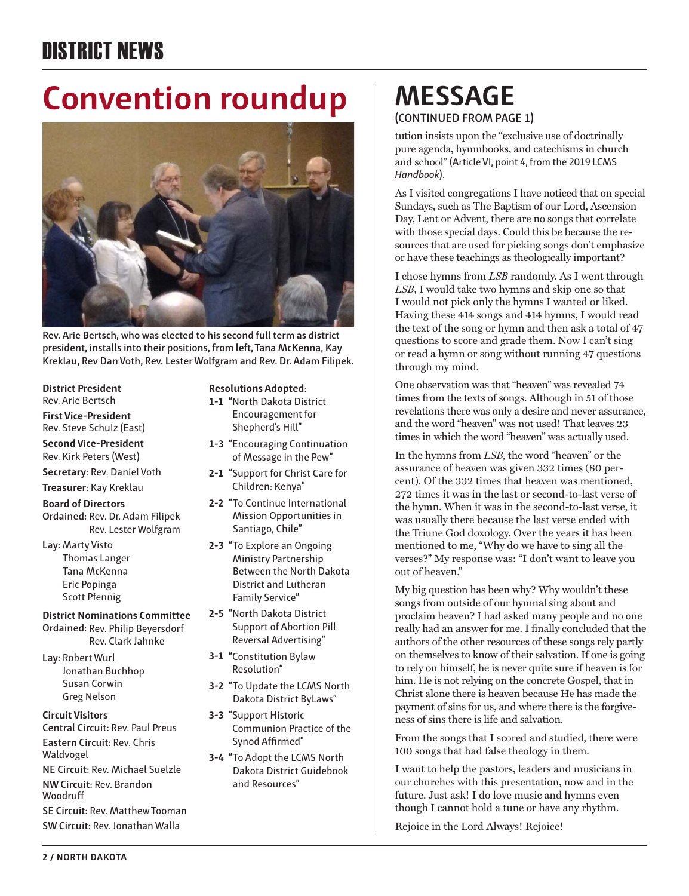# DISTRICT NEWS

## Convention roundup

Rev. Arie Bertsch, who was elected to his second full term as district president, installs into their positions, from left, Tana McKenna, Kay Kreklau, Rev Dan Voth, Rev. Lester Wolfgram and Rev. Dr. Adam Filipek.

**District President**
Rev. Arie Bertsch

**First Vice-President**
Rev. Steve Schulz (East)

**Second Vice-President**
Rev. Kirk Peters (West)

**Secretary**: Rev. Daniel Voth

**Treasurer**: Kay Kreklau

**Board of Directors**
Ordained: Rev. Dr. Adam Filipek
Rev. Lester Wolfgram

Lay: Marty Visto
Thomas Langer
Tana McKenna
Eric Popinga
Scott Pfennig

**District Nominations Committee**
Ordained: Rev. Philip Beyersdorf
Rev. Clark Jahnke

Lay: Robert Wurl
Jonathan Buchhop
Susan Corwin
Greg Nelson

**Circuit Visitors**
Central Circuit: Rev. Paul Preus
Eastern Circuit: Rev. Chris Waldvogel
NE Circuit: Rev. Michael Suelzle
NW Circuit: Rev. Brandon Woodruff
SE Circuit: Rev. Matthew Tooman
SW Circuit: Rev. Jonathan Walla

**Resolutions Adopted**:

- **1-1** "North Dakota District Encouragement for Shepherd's Hill"
- **1-3** "Encouraging Continuation of Message in the Pew"
- **2-1** "Support for Christ Care for Children: Kenya"
- **2-2** "To Continue International Mission Opportunities in Santiago, Chile"
- **2-3** "To Explore an Ongoing Ministry Partnership Between the North Dakota District and Lutheran Family Service"
- **2-5** "North Dakota District Support of Abortion Pill Reversal Advertising"
- **3-1** "Constitution Bylaw Resolution"
- **3-2** "To Update the LCMS North Dakota District ByLaws"
- **3-3** "Support Historic Communion Practice of the Synod Affirmed"
- **3-4** "To Adopt the LCMS North Dakota District Guidebook and Resources"

## MESSAGE

(CONTINUED FROM PAGE 1)

tution insists upon the "exclusive use of doctrinally pure agenda, hymnbooks, and catechisms in church and school" (Article VI, point 4, from the 2019 LCMS *Handbook*).

As I visited congregations I have noticed that on special Sundays, such as The Baptism of our Lord, Ascension Day, Lent or Advent, there are no songs that correlate with those special days. Could this be because the resources that are used for picking songs don't emphasize or have these teachings as theologically important?

I chose hymns from *LSB* randomly. As I went through *LSB*, I would take two hymns and skip one so that I would not pick only the hymns I wanted or liked. Having these 414 songs and 414 hymns, I would read the text of the song or hymn and then ask a total of 47 questions to score and grade them. Now I can't sing or read a hymn or song without running 47 questions through my mind.

One observation was that "heaven" was revealed 74 times from the texts of songs. Although in 51 of those revelations there was only a desire and never assurance, and the word "heaven" was not used! That leaves 23 times in which the word "heaven" was actually used.

In the hymns from *LSB*, the word "heaven" or the assurance of heaven was given 332 times (80 percent). Of the 332 times that heaven was mentioned, 272 times it was in the last or second-to-last verse of the hymn. When it was in the second-to-last verse, it was usually there because the last verse ended with the Triune God doxology. Over the years it has been mentioned to me, "Why do we have to sing all the verses?" My response was: "I don't want to leave you out of heaven."

My big question has been why? Why wouldn't these songs from outside of our hymnal sing about and proclaim heaven? I had asked many people and no one really had an answer for me. I finally concluded that the authors of the other resources of these songs rely partly on themselves to know of their salvation. If one is going to rely on himself, he is never quite sure if heaven is for him. He is not relying on the concrete Gospel, that in Christ alone there is heaven because He has made the payment of sins for us, and where there is the forgiveness of sins there is life and salvation.

From the songs that I scored and studied, there were 100 songs that had false theology in them.

I want to help the pastors, leaders and musicians in our churches with this presentation, now and in the future. Just ask! I do love music and hymns even though I cannot hold a tune or have any rhythm.

Rejoice in the Lord Always! Rejoice!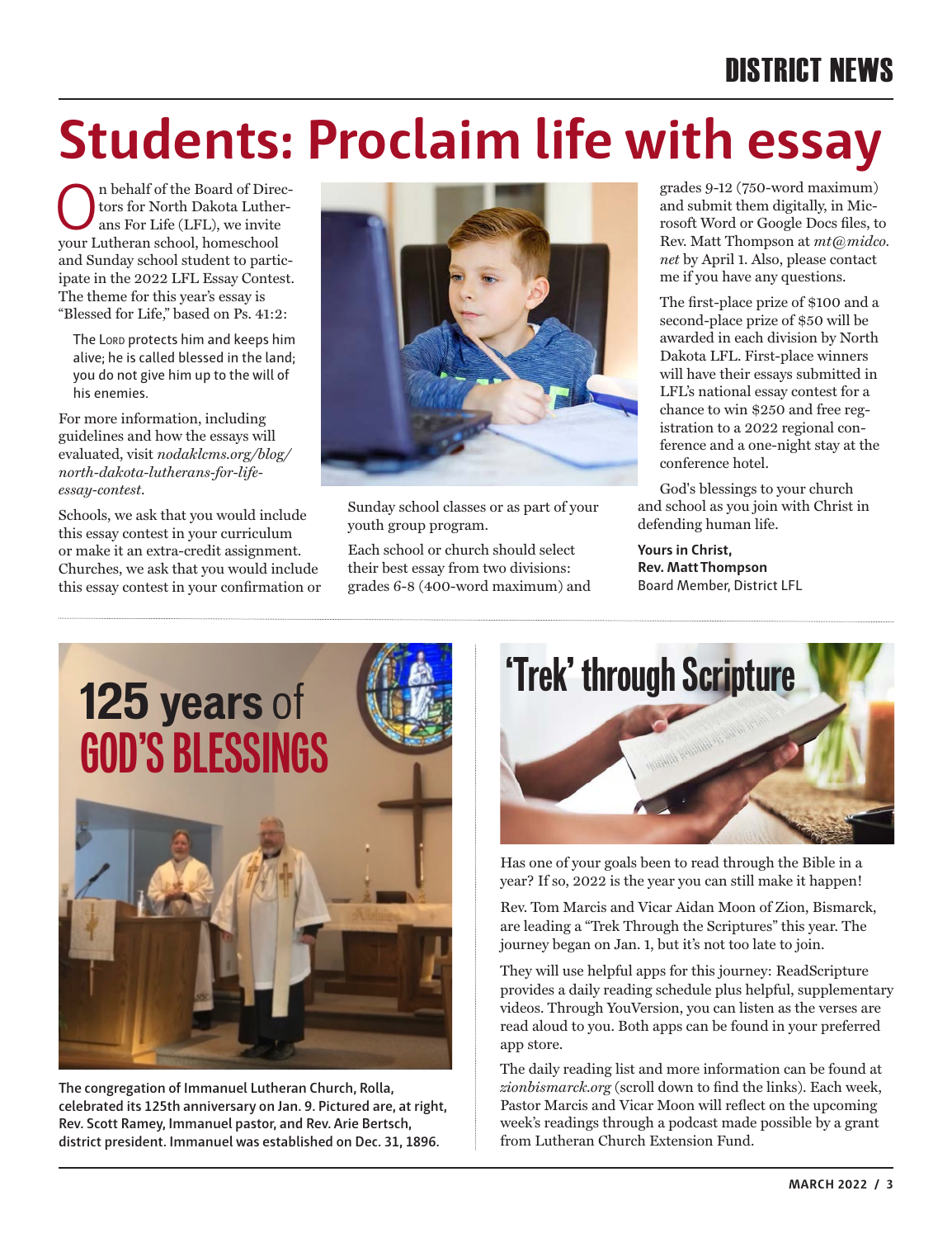# Students: Proclaim life with essay

On behalf of the Board of Directors for North Dakota Lutherans For Life (LFL), we invite your Lutheran school, homeschool and Sunday school student to participate in the 2022 LFL Essay Contest. The theme for this year's essay is "Blessed for Life," based on Ps. 41:2:

> The Lord protects him and keeps him alive; he is called blessed in the land; you do not give him up to the will of his enemies.

For more information, including guidelines and how the essays will evaluated, visit *nodaklcms.org/blog/north-dakota-lutherans-for-life-essay-contest*.

Schools, we ask that you would include this essay contest in your curriculum or make it an extra-credit assignment. Churches, we ask that you would include this essay contest in your confirmation or Sunday school classes or as part of your youth group program.

Each school or church should select their best essay from two divisions: grades 6-8 (400-word maximum) and grades 9-12 (750-word maximum) and submit them digitally, in Microsoft Word or Google Docs files, to Rev. Matt Thompson at *mt@midco.net* by April 1. Also, please contact me if you have any questions.

The first-place prize of $100 and a second-place prize of $50 will be awarded in each division by North Dakota LFL. First-place winners will have their essays submitted in LFL's national essay contest for a chance to win $250 and free registration to a 2022 regional conference and a one-night stay at the conference hotel.

God's blessings to your church and school as you join with Christ in defending human life.

**Yours in Christ,**
**Rev. Matt Thompson**
Board Member, District LFL

## 125 years of GOD'S BLESSINGS

The congregation of Immanuel Lutheran Church, Rolla, celebrated its 125th anniversary on Jan. 9. Pictured are, at right, Rev. Scott Ramey, Immanuel pastor, and Rev. Arie Bertsch, district president. Immanuel was established on Dec. 31, 1896.

## 'Trek' through Scripture

Has one of your goals been to read through the Bible in a year? If so, 2022 is the year you can still make it happen!

Rev. Tom Marcis and Vicar Aidan Moon of Zion, Bismarck, are leading a "Trek Through the Scriptures" this year. The journey began on Jan. 1, but it's not too late to join.

They will use helpful apps for this journey: ReadScripture provides a daily reading schedule plus helpful, supplementary videos. Through YouVersion, you can listen as the verses are read aloud to you. Both apps can be found in your preferred app store.

The daily reading list and more information can be found at *zionbismarck.org* (scroll down to find the links). Each week, Pastor Marcis and Vicar Moon will reflect on the upcoming week's readings through a podcast made possible by a grant from Lutheran Church Extension Fund.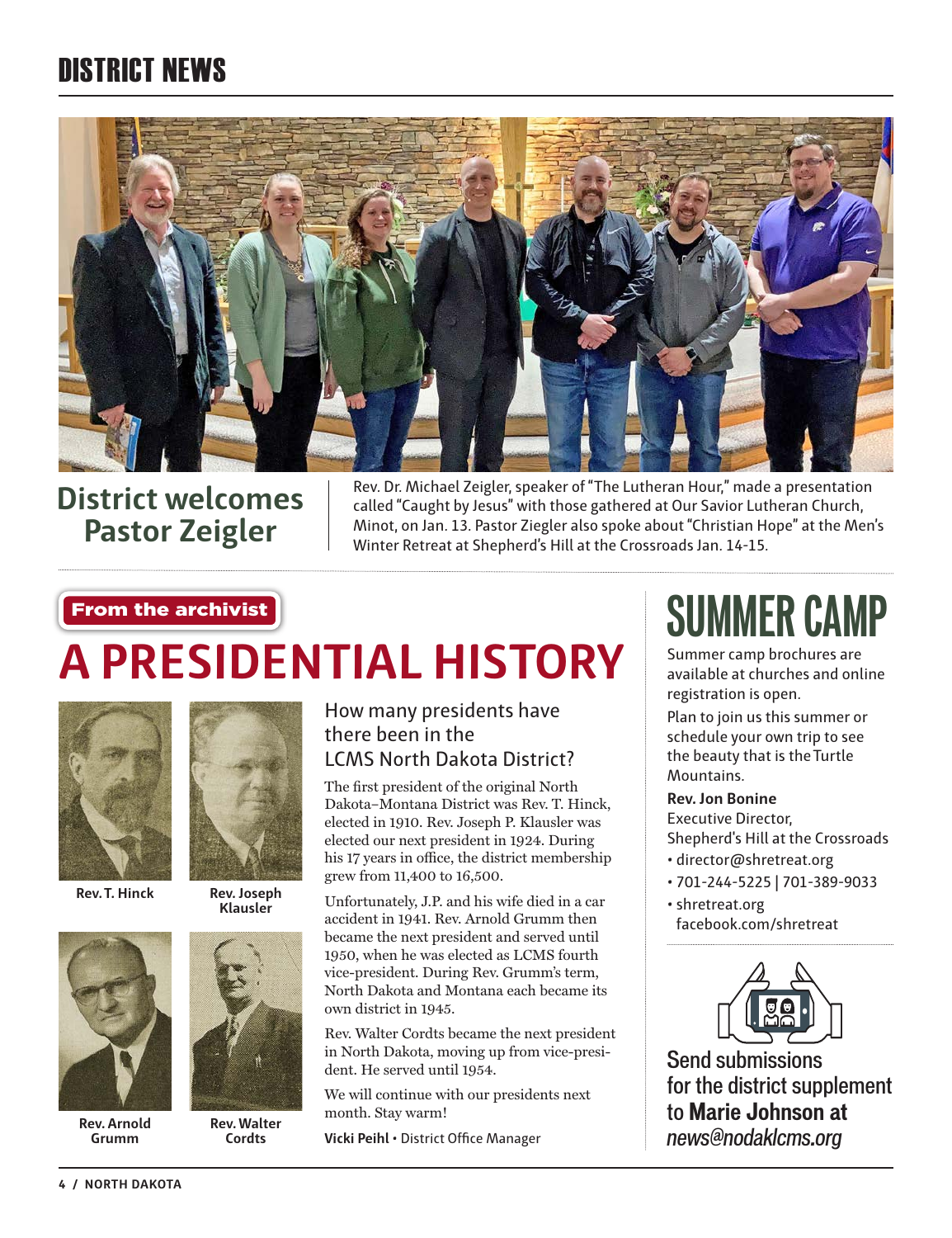# DISTRICT NEWS

## District welcomes Pastor Zeigler

Rev. Dr. Michael Zeigler, speaker of "The Lutheran Hour," made a presentation called "Caught by Jesus" with those gathered at Our Savior Lutheran Church, Minot, on Jan. 13. Pastor Ziegler also spoke about "Christian Hope" at the Men's Winter Retreat at Shepherd's Hill at the Crossroads Jan. 14-15.

**From the archivist**

## A PRESIDENTIAL HISTORY

Rev. T. Hinck

Rev. Joseph Klausler

Rev. Arnold Grumm

Rev. Walter Cordts

### How many presidents have there been in the LCMS North Dakota District?

The first president of the original North Dakota–Montana District was Rev. T. Hinck, elected in 1910. Rev. Joseph P. Klausler was elected our next president in 1924. During his 17 years in office, the district membership grew from 11,400 to 16,500.

Unfortunately, J.P. and his wife died in a car accident in 1941. Rev. Arnold Grumm then became the next president and served until 1950, when he was elected as LCMS fourth vice-president. During Rev. Grumm's term, North Dakota and Montana each became its own district in 1945.

Rev. Walter Cordts became the next president in North Dakota, moving up from vice-president. He served until 1954.

We will continue with our presidents next month. Stay warm!

**Vicki Peihl** • District Office Manager

## SUMMER CAMP

Summer camp brochures are available at churches and online registration is open.

Plan to join us this summer or schedule your own trip to see the beauty that is the Turtle Mountains.

**Rev. Jon Bonine**
Executive Director,
Shepherd's Hill at the Crossroads

- director@shretreat.org
- 701-244-5225 | 701-389-9033
- shretreat.org
  facebook.com/shretreat

Send submissions for the district supplement to **Marie Johnson at** *news@nodaklcms.org*